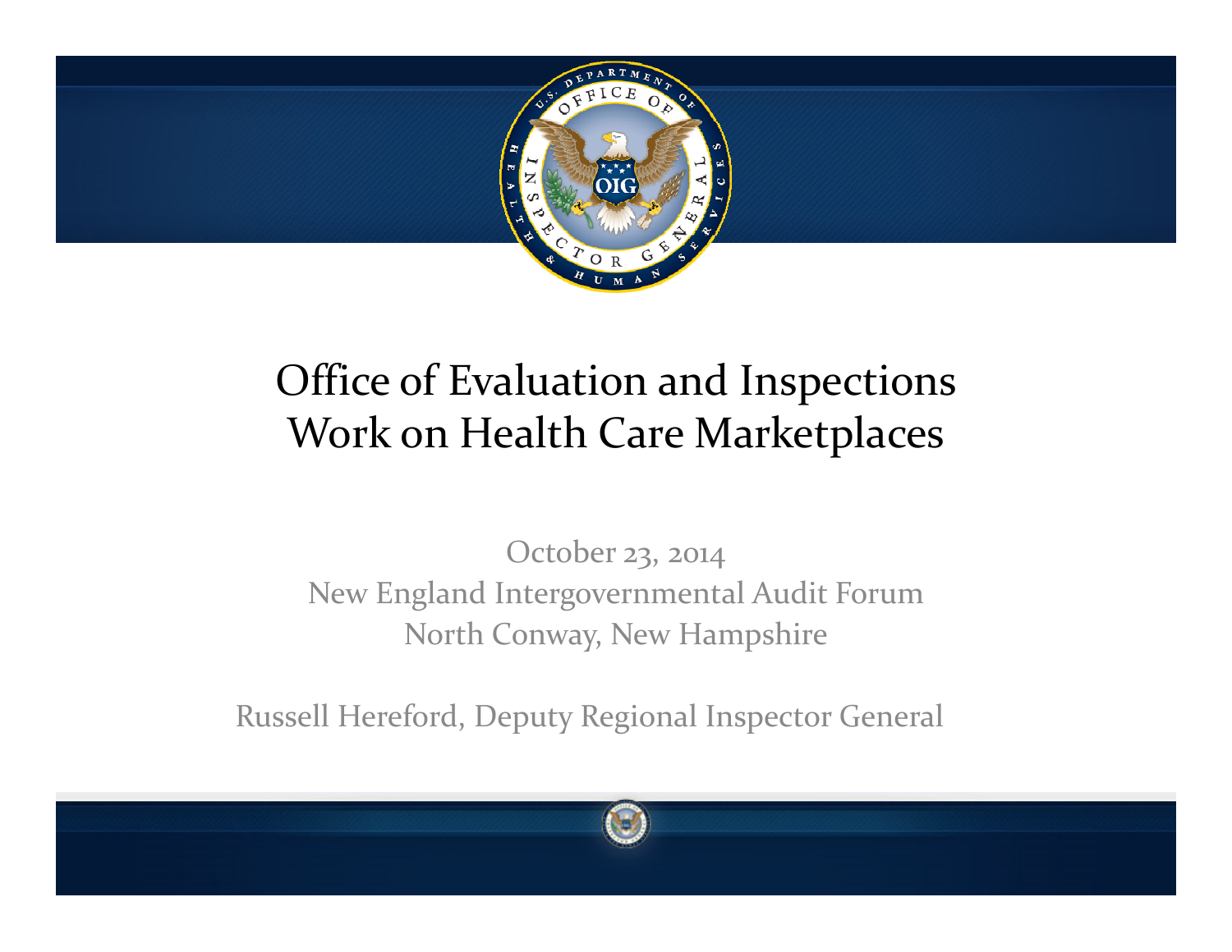# Office of Evaluation and Inspections Work on Health Care Marketplaces

October 23, 2014

New England Intergovernmental Audit Forum

North Conway, New Hampshire

Russell Hereford, Deputy Regional Inspector General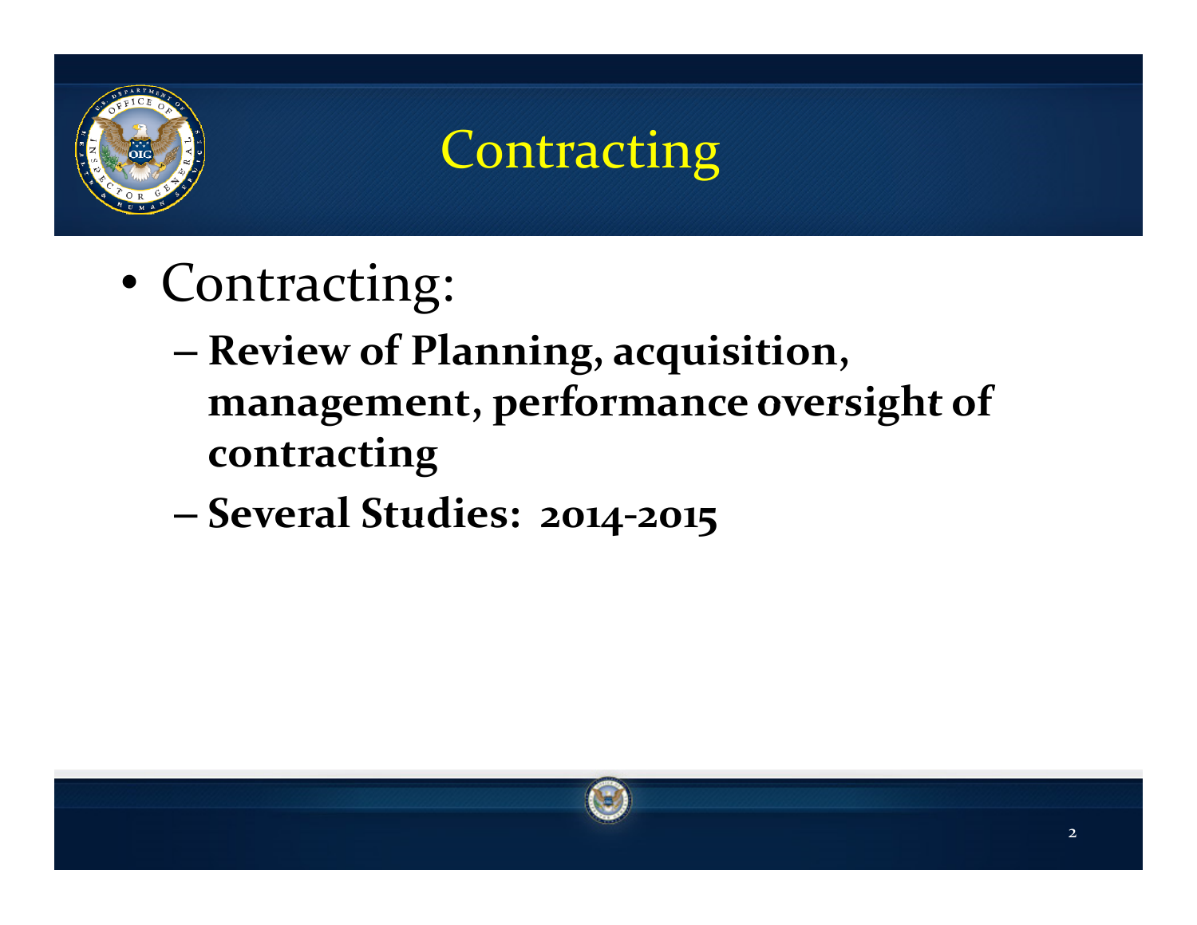# Contracting

- Contracting:
  - **Review of Planning, acquisition, management, performance oversight of contracting**
  - **Several Studies: 2014-2015**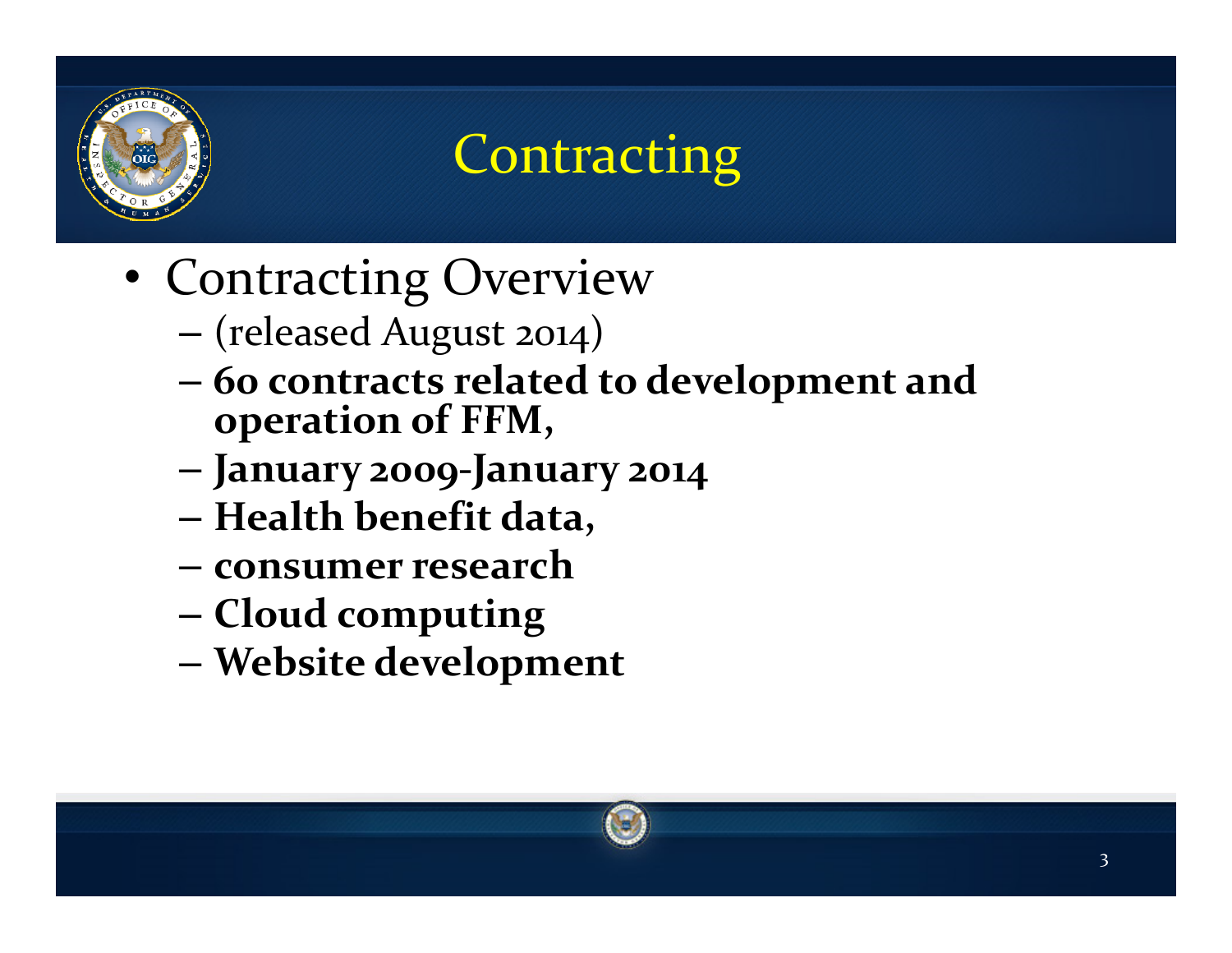# Contracting

- Contracting Overview
  - (released August 2014)
  - **60 contracts related to development and operation of FFM,**
  - **January 2009-January 2014**
  - **Health benefit data,**
  - **consumer research**
  - **Cloud computing**
  - **Website development**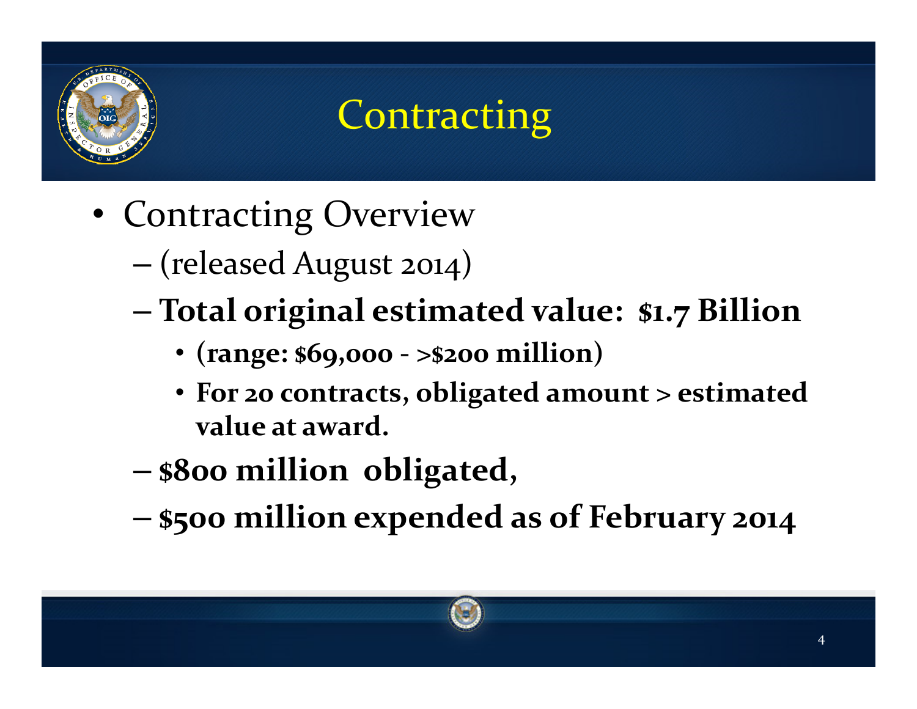# Contracting

- Contracting Overview
  - (released August 2014)
  - **Total original estimated value: $1.7 Billion**
    - **(range: $69,000 - >$200 million)**
    - **For 20 contracts, obligated amount > estimated value at award.**
  - **$800 million obligated,**
  - **$500 million expended as of February 2014**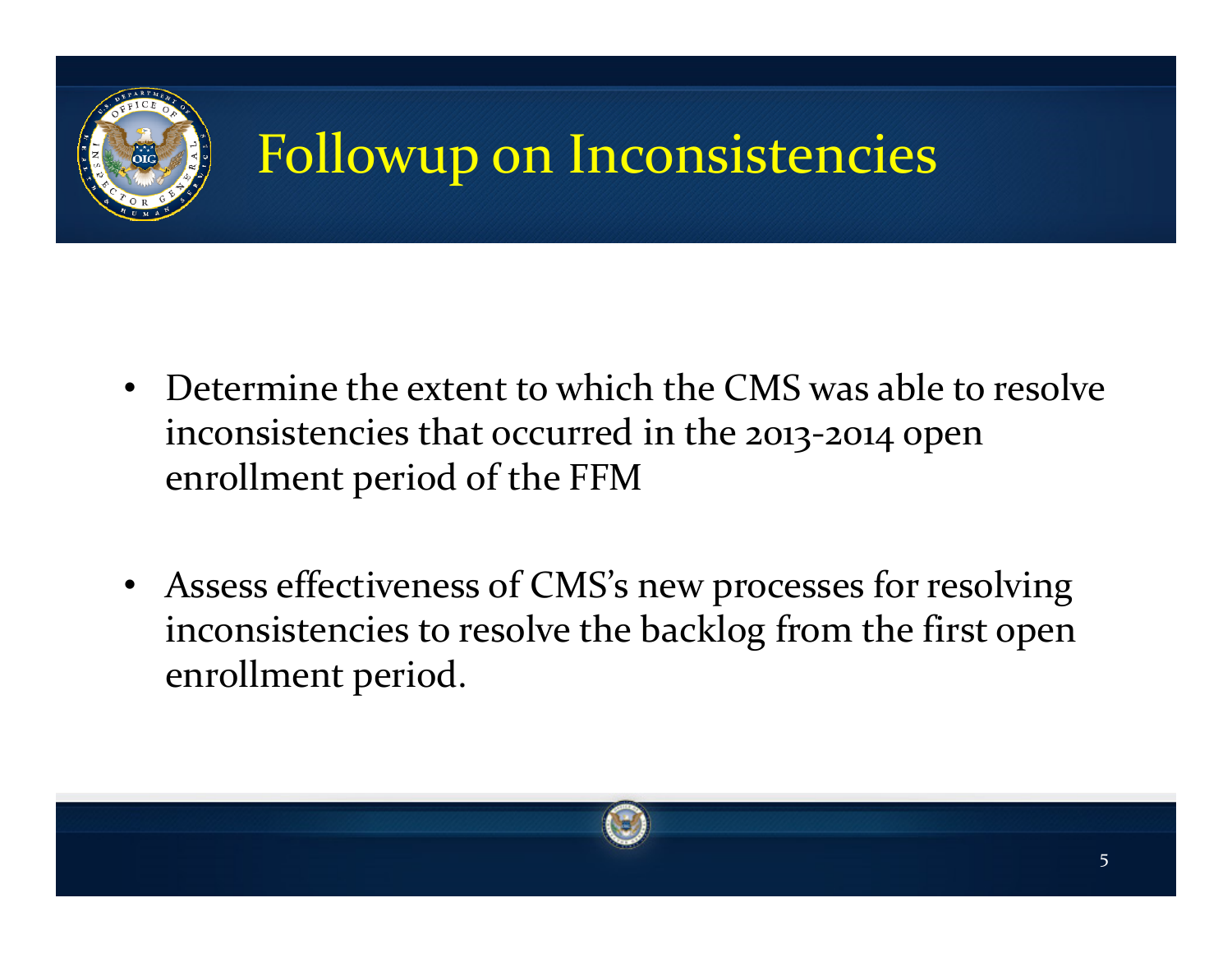# Followup on Inconsistencies

- Determine the extent to which the CMS was able to resolve inconsistencies that occurred in the 2013-2014 open enrollment period of the FFM
- Assess effectiveness of CMS's new processes for resolving inconsistencies to resolve the backlog from the first open enrollment period.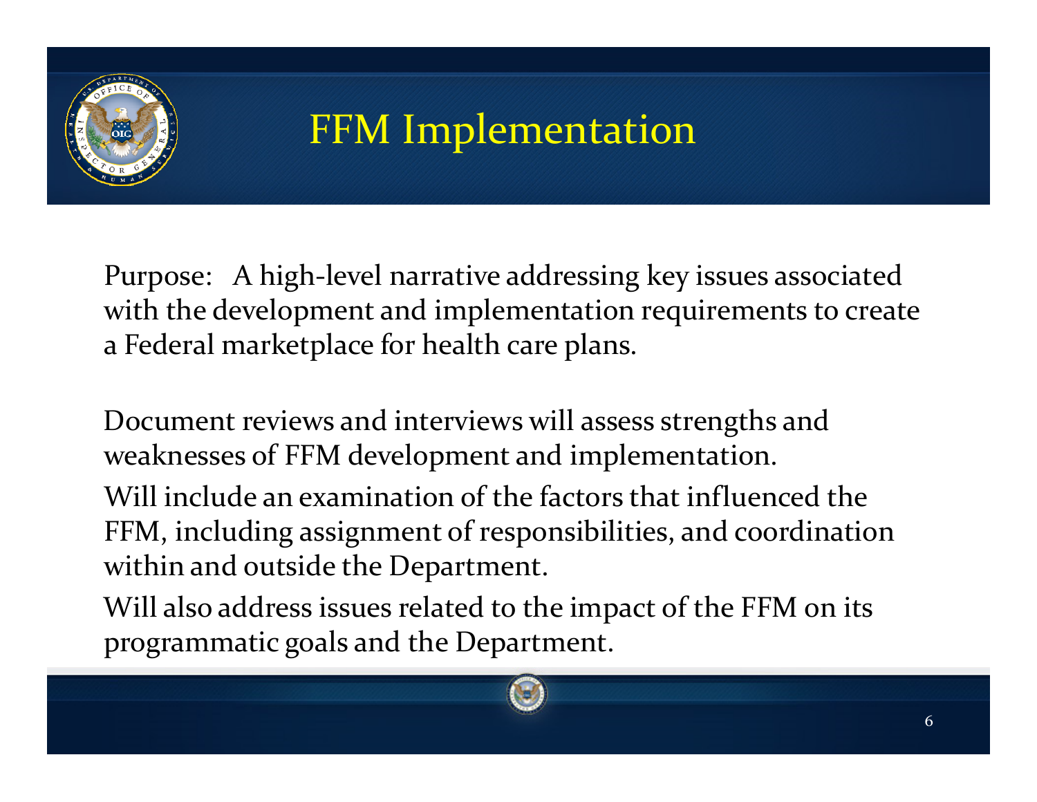# FFM Implementation

Purpose: A high-level narrative addressing key issues associated with the development and implementation requirements to create a Federal marketplace for health care plans.

Document reviews and interviews will assess strengths and weaknesses of FFM development and implementation.

Will include an examination of the factors that influenced the FFM, including assignment of responsibilities, and coordination within and outside the Department.

Will also address issues related to the impact of the FFM on its programmatic goals and the Department.